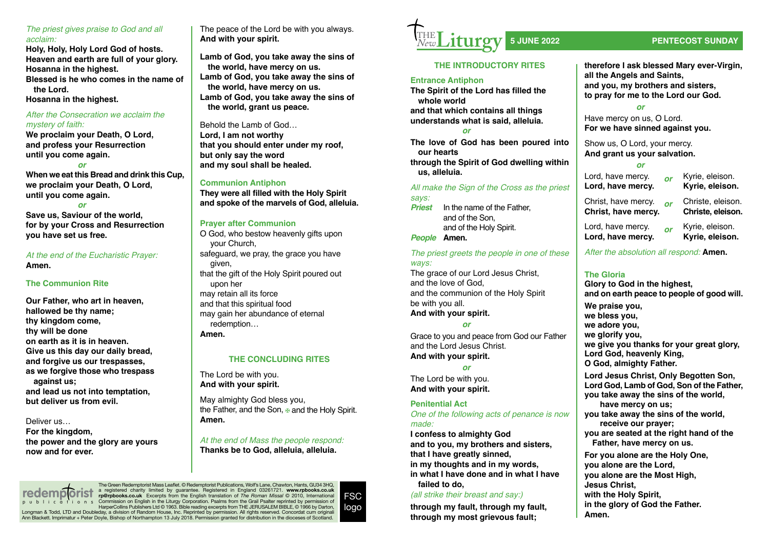*The priest gives praise to God and all acclaim:*

**Holy, Holy, Holy Lord God of hosts.**
**Heaven and earth are full of your glory.**
**Hosanna in the highest.**
**Blessed is he who comes in the name of the Lord.**
**Hosanna in the highest.**

*After the Consecration we acclaim the mystery of faith:*

**We proclaim your Death, O Lord,**
**and profess your Resurrection**
**until you come again.**

*or*

**When we eat this Bread and drink this Cup,**
**we proclaim your Death, O Lord,**
**until you come again.**

*or*

**Save us, Saviour of the world,**
**for by your Cross and Resurrection**
**you have set us free.**

*At the end of the Eucharistic Prayer:*
**Amen.**

### The Communion Rite

**Our Father, who art in heaven,**
**hallowed be thy name;**
**thy kingdom come,**
**thy will be done**
**on earth as it is in heaven.**
**Give us this day our daily bread,**
**and forgive us our trespasses,**
**as we forgive those who trespass against us;**
**and lead us not into temptation,**
**but deliver us from evil.**

Deliver us…
**For the kingdom,**
**the power and the glory are yours**
**now and for ever.**

The peace of the Lord be with you always.
**And with your spirit.**

**Lamb of God, you take away the sins of the world, have mercy on us.**
**Lamb of God, you take away the sins of the world, have mercy on us.**
**Lamb of God, you take away the sins of the world, grant us peace.**

Behold the Lamb of God…
**Lord, I am not worthy**
**that you should enter under my roof,**
**but only say the word**
**and my soul shall be healed.**

### Communion Antiphon

**They were all filled with the Holy Spirit and spoke of the marvels of God, alleluia.**

### Prayer after Communion

O God, who bestow heavenly gifts upon your Church,
safeguard, we pray, the grace you have given,
that the gift of the Holy Spirit poured out upon her
may retain all its force
and that this spiritual food
may gain her abundance of eternal redemption…
**Amen.**

## THE CONCLUDING RITES

The Lord be with you.
**And with your spirit.**

May almighty God bless you,
the Father, and the Son, ✠ and the Holy Spirit.
**Amen.**

*At the end of Mass the people respond:*
**Thanks be to God, alleluia, alleluia.**

The Green Redemptorist Mass Leaflet. © Redemptorist Publications, Wolf's Lane, Chawton, Hants, GU34 3HQ, a registered charity limited by guarantee. Registered in England 03261721. **www.rpbooks.co.uk rp@rpbooks.co.uk** Excerpts from the English translation of *The Roman Missal* © 2010, International Commission on English in the Liturgy Corporation. Psalms from the Grail Psalter reprinted by permission of HarperCollins Publishers Ltd © 1963. Bible reading excerpts from THE JERUSALEM BIBLE, © 1966 by Darton, Longman & Todd, LTD and Doubleday, a division of Random House, Inc. Reprinted by permission. All rights reserved. Concordat cum originali Ann Blackett. Imprimatur + Peter Doyle, Bishop of Northampton 13 July 2018. Permission granted for distribution in the dioceses of Scotland.

# THE New Liturgy — 5 JUNE 2022 — PENTECOST SUNDAY

## THE INTRODUCTORY RITES

### Entrance Antiphon

**The Spirit of the Lord has filled the whole world**
**and that which contains all things**
**understands what is said, alleluia.**

*or*

**The love of God has been poured into our hearts**
**through the Spirit of God dwelling within us, alleluia.**

*All make the Sign of the Cross as the priest says:*

***Priest*** In the name of the Father,
and of the Son,
and of the Holy Spirit.
***People*** **Amen.**

*The priest greets the people in one of these ways:*

The grace of our Lord Jesus Christ,
and the love of God,
and the communion of the Holy Spirit
be with you all.
**And with your spirit.**

*or*

Grace to you and peace from God our Father
and the Lord Jesus Christ.
**And with your spirit.**

*or*

The Lord be with you.
**And with your spirit.**

### Penitential Act

*One of the following acts of penance is now made:*

**I confess to almighty God**
**and to you, my brothers and sisters,**
**that I have greatly sinned,**
**in my thoughts and in my words,**
**in what I have done and in what I have failed to do,**
*(all strike their breast and say:)*
**through my fault, through my fault,**
**through my most grievous fault;**
**therefore I ask blessed Mary ever-Virgin,**
**all the Angels and Saints,**
**and you, my brothers and sisters,**
**to pray for me to the Lord our God.**

*or*

Have mercy on us, O Lord.
**For we have sinned against you.**

Show us, O Lord, your mercy.
**And grant us your salvation.**

*or*

Lord, have mercy. *or* Kyrie, eleison.
**Lord, have mercy.** **Kyrie, eleison.**

Christ, have mercy. *or* Christe, eleison.
**Christ, have mercy.** **Christe, eleison.**

Lord, have mercy. *or* Kyrie, eleison.
**Lord, have mercy.** **Kyrie, eleison.**

*After the absolution all respond:* **Amen.**

### The Gloria

**Glory to God in the highest,**
**and on earth peace to people of good will.**

**We praise you,**
**we bless you,**
**we adore you,**
**we glorify you,**
**we give you thanks for your great glory,**
**Lord God, heavenly King,**
**O God, almighty Father.**

**Lord Jesus Christ, Only Begotten Son,**
**Lord God, Lamb of God, Son of the Father,**
**you take away the sins of the world,**
**have mercy on us;**
**you take away the sins of the world,**
**receive our prayer;**
**you are seated at the right hand of the Father, have mercy on us.**

**For you alone are the Holy One,**
**you alone are the Lord,**
**you alone are the Most High,**
**Jesus Christ,**
**with the Holy Spirit,**
**in the glory of God the Father.**
**Amen.**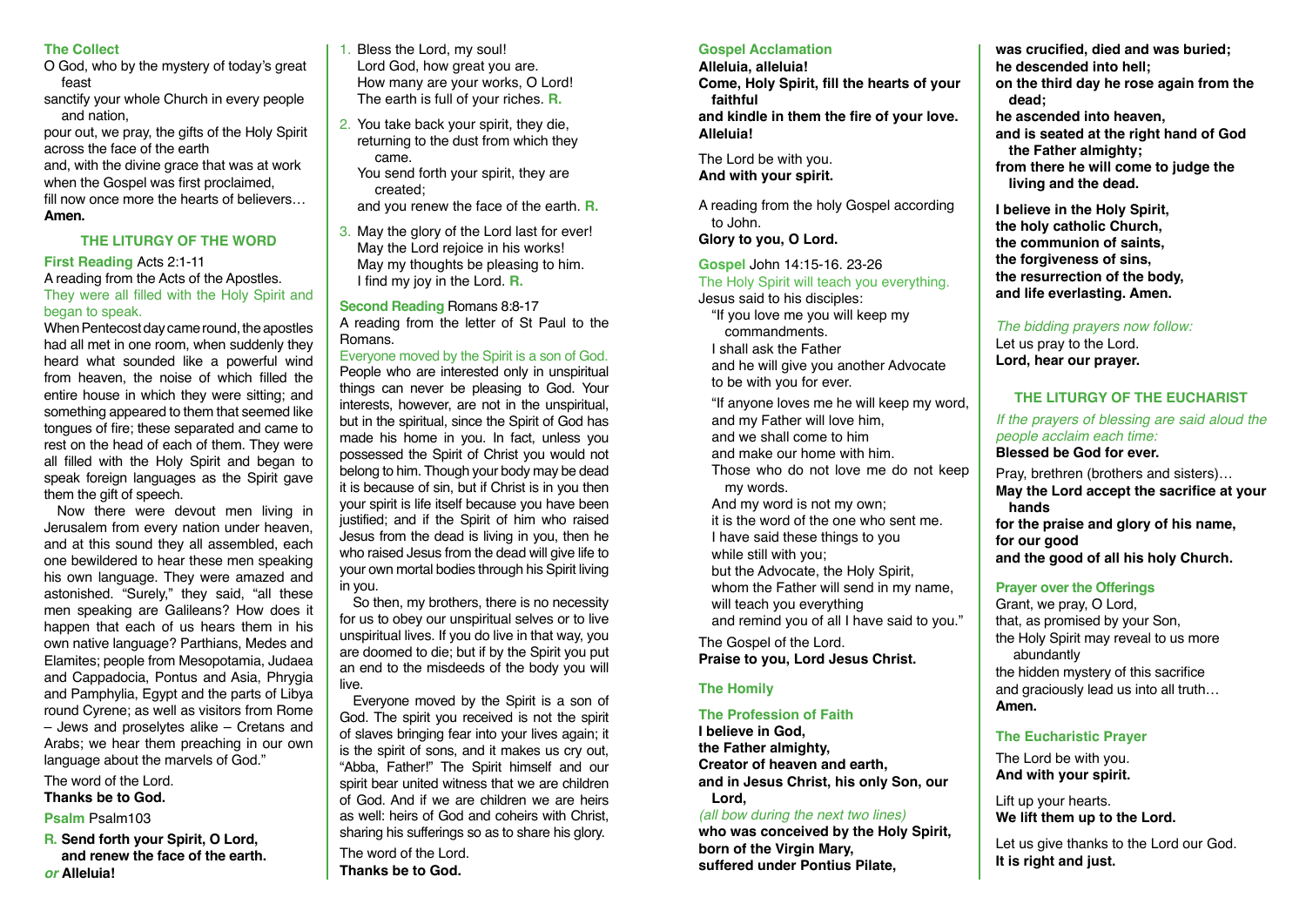### The Collect

O God, who by the mystery of today's great feast
sanctify your whole Church in every people and nation,
pour out, we pray, the gifts of the Holy Spirit across the face of the earth
and, with the divine grace that was at work when the Gospel was first proclaimed,
fill now once more the hearts of believers…
**Amen.**

## THE LITURGY OF THE WORD

### First Reading Acts 2:1-11

A reading from the Acts of the Apostles.

*They were all filled with the Holy Spirit and began to speak.*

When Pentecost day came round, the apostles had all met in one room, when suddenly they heard what sounded like a powerful wind from heaven, the noise of which filled the entire house in which they were sitting; and something appeared to them that seemed like tongues of fire; these separated and came to rest on the head of each of them. They were all filled with the Holy Spirit and began to speak foreign languages as the Spirit gave them the gift of speech.

Now there were devout men living in Jerusalem from every nation under heaven, and at this sound they all assembled, each one bewildered to hear these men speaking his own language. They were amazed and astonished. "Surely," they said, "all these men speaking are Galileans? How does it happen that each of us hears them in his own native language? Parthians, Medes and Elamites; people from Mesopotamia, Judaea and Cappadocia, Pontus and Asia, Phrygia and Pamphylia, Egypt and the parts of Libya round Cyrene; as well as visitors from Rome – Jews and proselytes alike – Cretans and Arabs; we hear them preaching in our own language about the marvels of God."

The word of the Lord.
**Thanks be to God.**

### Psalm Psalm103

**R. Send forth your Spirit, O Lord,
and renew the face of the earth.**
*or* **Alleluia!**

1. Bless the Lord, my soul!
Lord God, how great you are.
How many are your works, O Lord!
The earth is full of your riches. **R.**

2. You take back your spirit, they die,
returning to the dust from which they came.
You send forth your spirit, they are created;
and you renew the face of the earth. **R.**

3. May the glory of the Lord last for ever!
May the Lord rejoice in his works!
May my thoughts be pleasing to him.
I find my joy in the Lord. **R.**

### Second Reading Romans 8:8-17

A reading from the letter of St Paul to the Romans.

*Everyone moved by the Spirit is a son of God.*

People who are interested only in unspiritual things can never be pleasing to God. Your interests, however, are not in the unspiritual, but in the spiritual, since the Spirit of God has made his home in you. In fact, unless you possessed the Spirit of Christ you would not belong to him. Though your body may be dead it is because of sin, but if Christ is in you then your spirit is life itself because you have been justified; and if the Spirit of him who raised Jesus from the dead is living in you, then he who raised Jesus from the dead will give life to your own mortal bodies through his Spirit living in you.

So then, my brothers, there is no necessity for us to obey our unspiritual selves or to live unspiritual lives. If you do live in that way, you are doomed to die; but if by the Spirit you put an end to the misdeeds of the body you will live.

Everyone moved by the Spirit is a son of God. The spirit you received is not the spirit of slaves bringing fear into your lives again; it is the spirit of sons, and it makes us cry out, "Abba, Father!" The Spirit himself and our spirit bear united witness that we are children of God. And if we are children we are heirs as well: heirs of God and coheirs with Christ, sharing his sufferings so as to share his glory.

The word of the Lord.
**Thanks be to God.**

### Gospel Acclamation

**Alleluia, alleluia!
Come, Holy Spirit, fill the hearts of your faithful
and kindle in them the fire of your love.
Alleluia!**

The Lord be with you.
**And with your spirit.**

A reading from the holy Gospel according to John.
**Glory to you, O Lord.**

### Gospel John 14:15-16. 23-26

*The Holy Spirit will teach you everything.*

Jesus said to his disciples:
"If you love me you will keep my commandments.
I shall ask the Father
and he will give you another Advocate
to be with you for ever.

"If anyone loves me he will keep my word,
and my Father will love him,
and we shall come to him
and make our home with him.
Those who do not love me do not keep my words.
And my word is not my own;
it is the word of the one who sent me.
I have said these things to you
while still with you;
but the Advocate, the Holy Spirit,
whom the Father will send in my name,
will teach you everything
and remind you of all I have said to you."

The Gospel of the Lord.
**Praise to you, Lord Jesus Christ.**

### The Homily

### The Profession of Faith

**I believe in God,
the Father almighty,
Creator of heaven and earth,
and in Jesus Christ, his only Son, our Lord,**
*(all bow during the next two lines)*
**who was conceived by the Holy Spirit,
born of the Virgin Mary,
suffered under Pontius Pilate,
was crucified, died and was buried;
he descended into hell;
on the third day he rose again from the dead;
he ascended into heaven,
and is seated at the right hand of God the Father almighty;
from there he will come to judge the living and the dead.**

**I believe in the Holy Spirit,
the holy catholic Church,
the communion of saints,
the forgiveness of sins,
the resurrection of the body,
and life everlasting. Amen.**

*The bidding prayers now follow:*
Let us pray to the Lord.
**Lord, hear our prayer.**

## THE LITURGY OF THE EUCHARIST

*If the prayers of blessing are said aloud the people acclaim each time:*
**Blessed be God for ever.**

Pray, brethren (brothers and sisters)…
**May the Lord accept the sacrifice at your hands
for the praise and glory of his name,
for our good
and the good of all his holy Church.**

### Prayer over the Offerings

Grant, we pray, O Lord,
that, as promised by your Son,
the Holy Spirit may reveal to us more abundantly
the hidden mystery of this sacrifice
and graciously lead us into all truth…
**Amen.**

### The Eucharistic Prayer

The Lord be with you.
**And with your spirit.**

Lift up your hearts.
**We lift them up to the Lord.**

Let us give thanks to the Lord our God.
**It is right and just.**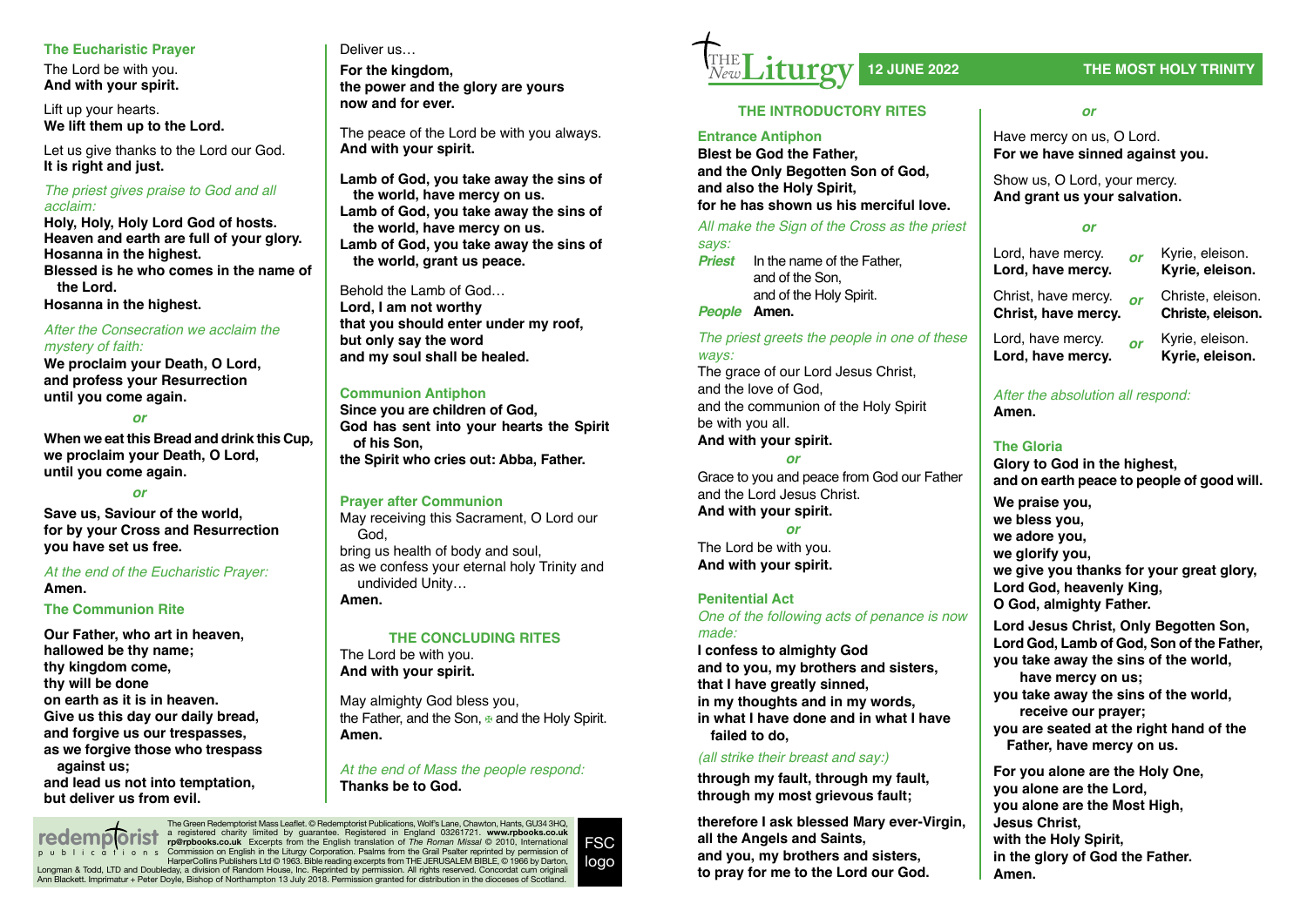### The Eucharistic Prayer

The Lord be with you.
**And with your spirit.**

Lift up your hearts.
**We lift them up to the Lord.**

Let us give thanks to the Lord our God.
**It is right and just.**

*The priest gives praise to God and all acclaim:*

**Holy, Holy, Holy Lord God of hosts.
Heaven and earth are full of your glory.
Hosanna in the highest.
Blessed is he who comes in the name of the Lord.
Hosanna in the highest.**

*After the Consecration we acclaim the mystery of faith:*

**We proclaim your Death, O Lord, and profess your Resurrection until you come again.**

*or*

**When we eat this Bread and drink this Cup, we proclaim your Death, O Lord, until you come again.**

*or*

**Save us, Saviour of the world, for by your Cross and Resurrection you have set us free.**

*At the end of the Eucharistic Prayer:*
**Amen.**

### The Communion Rite

**Our Father, who art in heaven,
hallowed be thy name;
thy kingdom come,
thy will be done
on earth as it is in heaven.
Give us this day our daily bread,
and forgive us our trespasses,
as we forgive those who trespass against us;
and lead us not into temptation,
but deliver us from evil.**

Deliver us…
**For the kingdom,
the power and the glory are yours
now and for ever.**

The peace of the Lord be with you always.
**And with your spirit.**

**Lamb of God, you take away the sins of the world, have mercy on us.
Lamb of God, you take away the sins of the world, have mercy on us.
Lamb of God, you take away the sins of the world, grant us peace.**

Behold the Lamb of God…
**Lord, I am not worthy
that you should enter under my roof,
but only say the word
and my soul shall be healed.**

### Communion Antiphon

**Since you are children of God,
God has sent into your hearts the Spirit of his Son,
the Spirit who cries out: Abba, Father.**

### Prayer after Communion

May receiving this Sacrament, O Lord our God,
bring us health of body and soul,
as we confess your eternal holy Trinity and undivided Unity…
**Amen.**

## THE CONCLUDING RITES

The Lord be with you.
**And with your spirit.**

May almighty God bless you,
the Father, and the Son, ✠ and the Holy Spirit.
**Amen.**

*At the end of Mass the people respond:*
**Thanks be to God.**

The Green Redemptorist Mass Leaflet. © Redemptorist Publications, Wolf's Lane, Chawton, Hants, GU34 3HQ, a registered charity limited by guarantee. Registered in England 03261721. **www.rpbooks.co.uk rp@rpbooks.co.uk** Excerpts from the English translation of *The Roman Missal* © 2010, International Commission on English in the Liturgy Corporation. Psalms from the Grail Psalter reprinted by permission of HarperCollins Publishers Ltd © 1963. Bible reading excerpts from THE JERUSALEM BIBLE, © 1966 by Darton, Longman & Todd, LTD and Doubleday, a division of Random House, Inc. Reprinted by permission. All rights reserved. Concordat cum originali Ann Blackett. Imprimatur + Peter Doyle, Bishop of Northampton 13 July 2018. Permission granted for distribution in the dioceses of Scotland.

# The New Liturgy — 12 JUNE 2022 — THE MOST HOLY TRINITY

## THE INTRODUCTORY RITES

### Entrance Antiphon

**Blest be God the Father,
and the Only Begotten Son of God,
and also the Holy Spirit,
for he has shown us his merciful love.**

*All make the Sign of the Cross as the priest says:*

***Priest*** In the name of the Father, and of the Son, and of the Holy Spirit.
***People*** **Amen.**

*The priest greets the people in one of these ways:*

The grace of our Lord Jesus Christ,
and the love of God,
and the communion of the Holy Spirit
be with you all.
**And with your spirit.**

*or*

Grace to you and peace from God our Father and the Lord Jesus Christ.
**And with your spirit.**

*or*

The Lord be with you.
**And with your spirit.**

### Penitential Act

*One of the following acts of penance is now made:*

**I confess to almighty God
and to you, my brothers and sisters,
that I have greatly sinned,
in my thoughts and in my words,
in what I have done and in what I have failed to do,**

*(all strike their breast and say:)*

**through my fault, through my fault,
through my most grievous fault;**

**therefore I ask blessed Mary ever-Virgin,
all the Angels and Saints,
and you, my brothers and sisters,
to pray for me to the Lord our God.**

*or*

Have mercy on us, O Lord.
**For we have sinned against you.**

Show us, O Lord, your mercy.
**And grant us your salvation.**

*or*

| | | |
|---|---|---|
| Lord, have mercy.<br>**Lord, have mercy.** | *or* | Kyrie, eleison.<br>**Kyrie, eleison.** |
| Christ, have mercy.<br>**Christ, have mercy.** | *or* | Christe, eleison.<br>**Christe, eleison.** |
| Lord, have mercy.<br>**Lord, have mercy.** | *or* | Kyrie, eleison.<br>**Kyrie, eleison.** |

*After the absolution all respond:*
**Amen.**

### The Gloria

**Glory to God in the highest,
and on earth peace to people of good will.**

**We praise you,
we bless you,
we adore you,
we glorify you,
we give you thanks for your great glory,
Lord God, heavenly King,
O God, almighty Father.**

**Lord Jesus Christ, Only Begotten Son,
Lord God, Lamb of God, Son of the Father,
you take away the sins of the world,
have mercy on us;
you take away the sins of the world,
receive our prayer;
you are seated at the right hand of the Father, have mercy on us.**

**For you alone are the Holy One,
you alone are the Lord,
you alone are the Most High,
Jesus Christ,
with the Holy Spirit,
in the glory of God the Father.
Amen.**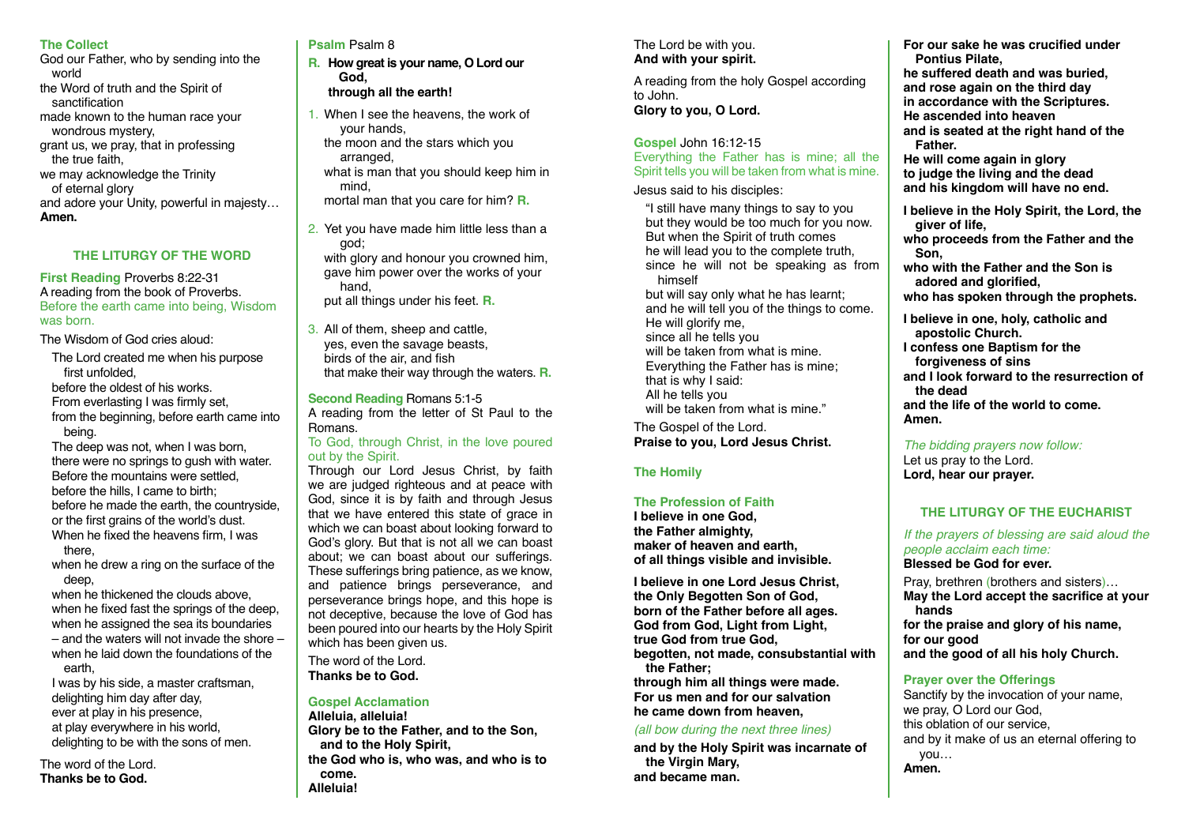**The Collect**

God our Father, who by sending into the world
the Word of truth and the Spirit of sanctification
made known to the human race your wondrous mystery,
grant us, we pray, that in professing the true faith,
we may acknowledge the Trinity of eternal glory
and adore your Unity, powerful in majesty…
**Amen.**

## THE LITURGY OF THE WORD

**First Reading** Proverbs 8:22-31
A reading from the book of Proverbs.
Before the earth came into being, Wisdom was born.

The Wisdom of God cries aloud:

The Lord created me when his purpose first unfolded,
before the oldest of his works.
From everlasting I was firmly set,
from the beginning, before earth came into being.
The deep was not, when I was born,
there were no springs to gush with water.
Before the mountains were settled,
before the hills, I came to birth;
before he made the earth, the countryside,
or the first grains of the world's dust.
When he fixed the heavens firm, I was there,
when he drew a ring on the surface of the deep,
when he thickened the clouds above,
when he fixed fast the springs of the deep,
when he assigned the sea its boundaries
– and the waters will not invade the shore –
when he laid down the foundations of the earth,
I was by his side, a master craftsman,
delighting him day after day,
ever at play in his presence,
at play everywhere in his world,
delighting to be with the sons of men.

The word of the Lord.
**Thanks be to God.**

**Psalm** Psalm 8

**R. How great is your name, O Lord our God, through all the earth!**

1. When I see the heavens, the work of your hands,
the moon and the stars which you arranged,
what is man that you should keep him in mind,
mortal man that you care for him? **R.**

2. Yet you have made him little less than a god;
with glory and honour you crowned him,
gave him power over the works of your hand,
put all things under his feet. **R.**

3. All of them, sheep and cattle,
yes, even the savage beasts,
birds of the air, and fish
that make their way through the waters. **R.**

**Second Reading** Romans 5:1-5
A reading from the letter of St Paul to the Romans.
To God, through Christ, in the love poured out by the Spirit.

Through our Lord Jesus Christ, by faith we are judged righteous and at peace with God, since it is by faith and through Jesus that we have entered this state of grace in which we can boast about looking forward to God's glory. But that is not all we can boast about; we can boast about our sufferings. These sufferings bring patience, as we know, and patience brings perseverance, and perseverance brings hope, and this hope is not deceptive, because the love of God has been poured into our hearts by the Holy Spirit which has been given us.

The word of the Lord.
**Thanks be to God.**

**Gospel Acclamation**

**Alleluia, alleluia!**
**Glory be to the Father, and to the Son, and to the Holy Spirit,**
**the God who is, who was, and who is to come.**
**Alleluia!**

The Lord be with you.
**And with your spirit.**

A reading from the holy Gospel according to John.
**Glory to you, O Lord.**

**Gospel** John 16:12-15
Everything the Father has is mine; all the Spirit tells you will be taken from what is mine.

Jesus said to his disciples:

"I still have many things to say to you
but they would be too much for you now.
But when the Spirit of truth comes
he will lead you to the complete truth,
since he will not be speaking as from himself
but will say only what he has learnt;
and he will tell you of the things to come.
He will glorify me,
since all he tells you
will be taken from what is mine.
Everything the Father has is mine;
that is why I said:
All he tells you
will be taken from what is mine."

The Gospel of the Lord.
**Praise to you, Lord Jesus Christ.**

**The Homily**

**The Profession of Faith**

**I believe in one God,**
**the Father almighty,**
**maker of heaven and earth,**
**of all things visible and invisible.**

**I believe in one Lord Jesus Christ,**
**the Only Begotten Son of God,**
**born of the Father before all ages.**
**God from God, Light from Light,**
**true God from true God,**
**begotten, not made, consubstantial with the Father;**
**through him all things were made.**
**For us men and for our salvation**
**he came down from heaven,**

*(all bow during the next three lines)*

**and by the Holy Spirit was incarnate of the Virgin Mary,**
**and became man.**
**For our sake he was crucified under Pontius Pilate,**
**he suffered death and was buried,**
**and rose again on the third day**
**in accordance with the Scriptures.**
**He ascended into heaven**
**and is seated at the right hand of the Father.**
**He will come again in glory**
**to judge the living and the dead**
**and his kingdom will have no end.**

**I believe in the Holy Spirit, the Lord, the giver of life,**
**who proceeds from the Father and the Son,**
**who with the Father and the Son is adored and glorified,**
**who has spoken through the prophets.**

**I believe in one, holy, catholic and apostolic Church.**
**I confess one Baptism for the forgiveness of sins**
**and I look forward to the resurrection of the dead**
**and the life of the world to come.**
**Amen.**

*The bidding prayers now follow:*
Let us pray to the Lord.
**Lord, hear our prayer.**

## THE LITURGY OF THE EUCHARIST

*If the prayers of blessing are said aloud the people acclaim each time:*
**Blessed be God for ever.**

Pray, brethren (brothers and sisters)…
**May the Lord accept the sacrifice at your hands**
**for the praise and glory of his name,**
**for our good**
**and the good of all his holy Church.**

**Prayer over the Offerings**

Sanctify by the invocation of your name,
we pray, O Lord our God,
this oblation of our service,
and by it make of us an eternal offering to you…
**Amen.**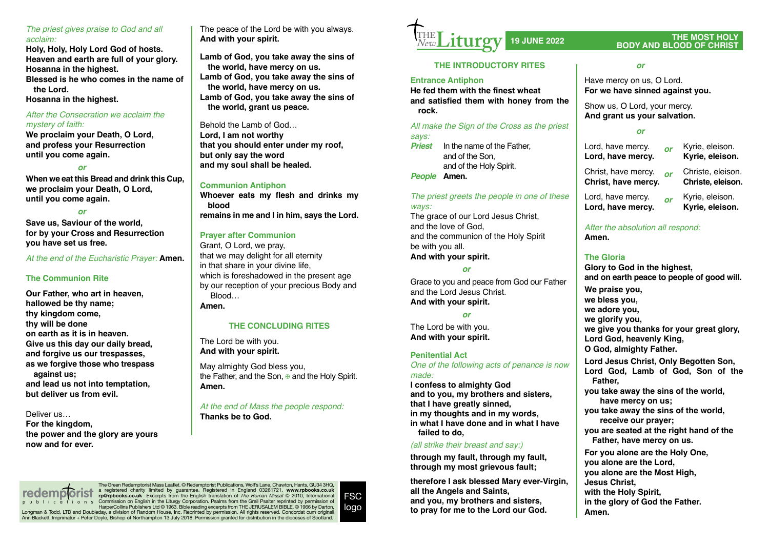*The priest gives praise to God and all acclaim:*

**Holy, Holy, Holy Lord God of hosts.**
**Heaven and earth are full of your glory.**
**Hosanna in the highest.**
**Blessed is he who comes in the name of the Lord.**
**Hosanna in the highest.**

*After the Consecration we acclaim the mystery of faith:*

**We proclaim your Death, O Lord,**
**and profess your Resurrection**
**until you come again.**

***or***

**When we eat this Bread and drink this Cup,**
**we proclaim your Death, O Lord,**
**until you come again.**

***or***

**Save us, Saviour of the world,**
**for by your Cross and Resurrection**
**you have set us free.**

*At the end of the Eucharistic Prayer:* **Amen.**

### The Communion Rite

**Our Father, who art in heaven,**
**hallowed be thy name;**
**thy kingdom come,**
**thy will be done**
**on earth as it is in heaven.**
**Give us this day our daily bread,**
**and forgive us our trespasses,**
**as we forgive those who trespass against us;**
**and lead us not into temptation,**
**but deliver us from evil.**

Deliver us…
**For the kingdom,**
**the power and the glory are yours**
**now and for ever.**

The peace of the Lord be with you always.
**And with your spirit.**

**Lamb of God, you take away the sins of the world, have mercy on us.**
**Lamb of God, you take away the sins of the world, have mercy on us.**
**Lamb of God, you take away the sins of the world, grant us peace.**

Behold the Lamb of God…
**Lord, I am not worthy**
**that you should enter under my roof,**
**but only say the word**
**and my soul shall be healed.**

### Communion Antiphon

**Whoever eats my flesh and drinks my blood**
**remains in me and I in him, says the Lord.**

### Prayer after Communion

Grant, O Lord, we pray,
that we may delight for all eternity
in that share in your divine life,
which is foreshadowed in the present age
by our reception of your precious Body and Blood…
**Amen.**

## THE CONCLUDING RITES

The Lord be with you.
**And with your spirit.**

May almighty God bless you,
the Father, and the Son, ✠ and the Holy Spirit.
**Amen.**

*At the end of Mass the people respond:*
**Thanks be to God.**

The Green Redemptorist Mass Leaflet. © Redemptorist Publications, Wolf's Lane, Chawton, Hants, GU34 3HQ, a registered charity limited by guarantee. Registered in England 03261721. **www.rpbooks.co.uk rp@rpbooks.co.uk** Excerpts from the English translation of *The Roman Missal* © 2010, International Commission on English in the Liturgy Corporation. Psalms from the Grail Psalter reprinted by permission of HarperCollins Publishers Ltd © 1963. Bible reading excerpts from THE JERUSALEM BIBLE, © 1966 by Darton, Longman & Todd, LTD and Doubleday, a division of Random House, Inc. Reprinted by permission. All rights reserved. Concordat cum originali Ann Blackett. Imprimatur + Peter Doyle, Bishop of Northampton 13 July 2018. Permission granted for distribution in the dioceses of Scotland.

# THE New Liturgy — 19 JUNE 2022 — THE MOST HOLY BODY AND BLOOD OF CHRIST

## THE INTRODUCTORY RITES

### Entrance Antiphon

**He fed them with the finest wheat**
**and satisfied them with honey from the rock.**

*All make the Sign of the Cross as the priest says:*

***Priest*** In the name of the Father,
and of the Son,
and of the Holy Spirit.
***People*** **Amen.**

*The priest greets the people in one of these ways:*

The grace of our Lord Jesus Christ,
and the love of God,
and the communion of the Holy Spirit
be with you all.
**And with your spirit.**

***or***

Grace to you and peace from God our Father
and the Lord Jesus Christ.
**And with your spirit.**

***or***

The Lord be with you.
**And with your spirit.**

### Penitential Act

*One of the following acts of penance is now made:*

**I confess to almighty God**
**and to you, my brothers and sisters,**
**that I have greatly sinned,**
**in my thoughts and in my words,**
**in what I have done and in what I have failed to do,**

*(all strike their breast and say:)*

**through my fault, through my fault,**
**through my most grievous fault;**

**therefore I ask blessed Mary ever-Virgin,**
**all the Angels and Saints,**
**and you, my brothers and sisters,**
**to pray for me to the Lord our God.**

***or***

Have mercy on us, O Lord.
**For we have sinned against you.**

Show us, O Lord, your mercy.
**And grant us your salvation.**

***or***

Lord, have mercy. ***or*** Kyrie, eleison.
**Lord, have mercy.** **Kyrie, eleison.**

Christ, have mercy. ***or*** Christe, eleison.
**Christ, have mercy.** **Christe, eleison.**

Lord, have mercy. ***or*** Kyrie, eleison.
**Lord, have mercy.** **Kyrie, eleison.**

*After the absolution all respond:*
**Amen.**

### The Gloria

**Glory to God in the highest,**
**and on earth peace to people of good will.**

**We praise you,**
**we bless you,**
**we adore you,**
**we glorify you,**
**we give you thanks for your great glory,**
**Lord God, heavenly King,**
**O God, almighty Father.**

**Lord Jesus Christ, Only Begotten Son,**
**Lord God, Lamb of God, Son of the Father,**
**you take away the sins of the world,**
**have mercy on us;**
**you take away the sins of the world,**
**receive our prayer;**
**you are seated at the right hand of the Father, have mercy on us.**

**For you alone are the Holy One,**
**you alone are the Lord,**
**you alone are the Most High,**
**Jesus Christ,**
**with the Holy Spirit,**
**in the glory of God the Father.**
**Amen.**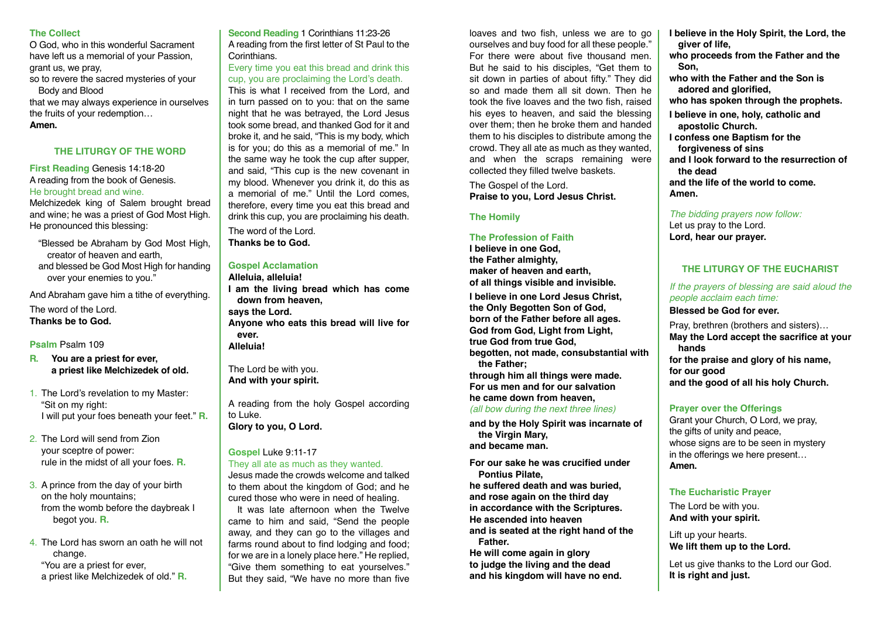### The Collect

O God, who in this wonderful Sacrament
have left us a memorial of your Passion,
grant us, we pray,
so to revere the sacred mysteries of your Body and Blood
that we may always experience in ourselves the fruits of your redemption…
**Amen.**

## THE LITURGY OF THE WORD

**First Reading** Genesis 14:18-20
A reading from the book of Genesis.
He brought bread and wine.

Melchizedek king of Salem brought bread and wine; he was a priest of God Most High. He pronounced this blessing:

"Blessed be Abraham by God Most High, creator of heaven and earth,
and blessed be God Most High for handing over your enemies to you."

And Abraham gave him a tithe of everything.

The word of the Lord.
**Thanks be to God.**

**Psalm** Psalm 109

**R. You are a priest for ever, a priest like Melchizedek of old.**

1. The Lord's revelation to my Master:
"Sit on my right:
I will put your foes beneath your feet." **R.**

2. The Lord will send from Zion
your sceptre of power:
rule in the midst of all your foes. **R.**

3. A prince from the day of your birth
on the holy mountains;
from the womb before the daybreak I begot you. **R.**

4. The Lord has sworn an oath he will not change.
"You are a priest for ever,
a priest like Melchizedek of old." **R.**

**Second Reading** 1 Corinthians 11:23-26
A reading from the first letter of St Paul to the Corinthians.
Every time you eat this bread and drink this cup, you are proclaiming the Lord's death.

This is what I received from the Lord, and in turn passed on to you: that on the same night that he was betrayed, the Lord Jesus took some bread, and thanked God for it and broke it, and he said, "This is my body, which is for you; do this as a memorial of me." In the same way he took the cup after supper, and said, "This cup is the new covenant in my blood. Whenever you drink it, do this as a memorial of me." Until the Lord comes, therefore, every time you eat this bread and drink this cup, you are proclaiming his death.

The word of the Lord.
**Thanks be to God.**

**Gospel Acclamation**
**Alleluia, alleluia!**
**I am the living bread which has come down from heaven,**
**says the Lord.**
**Anyone who eats this bread will live for ever.**
**Alleluia!**

The Lord be with you.
**And with your spirit.**

A reading from the holy Gospel according to Luke.
**Glory to you, O Lord.**

**Gospel** Luke 9:11-17
They all ate as much as they wanted.

Jesus made the crowds welcome and talked to them about the kingdom of God; and he cured those who were in need of healing.

It was late afternoon when the Twelve came to him and said, "Send the people away, and they can go to the villages and farms round about to find lodging and food; for we are in a lonely place here." He replied, "Give them something to eat yourselves." But they said, "We have no more than five loaves and two fish, unless we are to go ourselves and buy food for all these people." For there were about five thousand men. But he said to his disciples, "Get them to sit down in parties of about fifty." They did so and made them all sit down. Then he took the five loaves and the two fish, raised his eyes to heaven, and said the blessing over them; then he broke them and handed them to his disciples to distribute among the crowd. They all ate as much as they wanted, and when the scraps remaining were collected they filled twelve baskets.

The Gospel of the Lord.
**Praise to you, Lord Jesus Christ.**

### The Homily

### The Profession of Faith

**I believe in one God,**
**the Father almighty,**
**maker of heaven and earth,**
**of all things visible and invisible.**

**I believe in one Lord Jesus Christ,**
**the Only Begotten Son of God,**
**born of the Father before all ages.**
**God from God, Light from Light,**
**true God from true God,**
**begotten, not made, consubstantial with the Father;**
**through him all things were made.**
**For us men and for our salvation**
**he came down from heaven,**
*(all bow during the next three lines)*
**and by the Holy Spirit was incarnate of the Virgin Mary,**
**and became man.**

**For our sake he was crucified under Pontius Pilate,**
**he suffered death and was buried,**
**and rose again on the third day**
**in accordance with the Scriptures.**
**He ascended into heaven**
**and is seated at the right hand of the Father.**
**He will come again in glory**
**to judge the living and the dead**
**and his kingdom will have no end.**

**I believe in the Holy Spirit, the Lord, the giver of life,**
**who proceeds from the Father and the Son,**
**who with the Father and the Son is adored and glorified,**
**who has spoken through the prophets.**
**I believe in one, holy, catholic and apostolic Church.**
**I confess one Baptism for the forgiveness of sins**
**and I look forward to the resurrection of the dead**
**and the life of the world to come.**
**Amen.**

*The bidding prayers now follow:*
Let us pray to the Lord.
**Lord, hear our prayer.**

## THE LITURGY OF THE EUCHARIST

*If the prayers of blessing are said aloud the people acclaim each time:*
**Blessed be God for ever.**

Pray, brethren (brothers and sisters)…
**May the Lord accept the sacrifice at your hands**
**for the praise and glory of his name,**
**for our good**
**and the good of all his holy Church.**

### Prayer over the Offerings

Grant your Church, O Lord, we pray,
the gifts of unity and peace,
whose signs are to be seen in mystery
in the offerings we here present…
**Amen.**

### The Eucharistic Prayer

The Lord be with you.
**And with your spirit.**

Lift up your hearts.
**We lift them up to the Lord.**

Let us give thanks to the Lord our God.
**It is right and just.**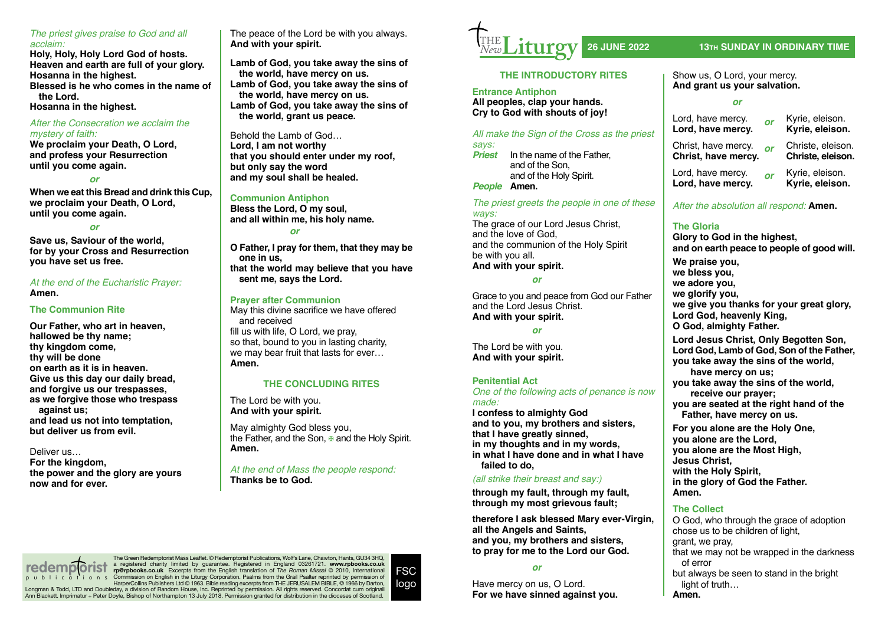*The priest gives praise to God and all acclaim:*

**Holy, Holy, Holy Lord God of hosts.**
**Heaven and earth are full of your glory.**
**Hosanna in the highest.**
**Blessed is he who comes in the name of the Lord.**
**Hosanna in the highest.**

*After the Consecration we acclaim the mystery of faith:*

**We proclaim your Death, O Lord,**
**and profess your Resurrection**
**until you come again.**

*or*

**When we eat this Bread and drink this Cup,**
**we proclaim your Death, O Lord,**
**until you come again.**

*or*

**Save us, Saviour of the world,**
**for by your Cross and Resurrection**
**you have set us free.**

*At the end of the Eucharistic Prayer:*
**Amen.**

### The Communion Rite

**Our Father, who art in heaven,**
**hallowed be thy name;**
**thy kingdom come,**
**thy will be done**
**on earth as it is in heaven.**
**Give us this day our daily bread,**
**and forgive us our trespasses,**
**as we forgive those who trespass against us;**
**and lead us not into temptation,**
**but deliver us from evil.**

Deliver us…
**For the kingdom,**
**the power and the glory are yours**
**now and for ever.**

The peace of the Lord be with you always.
**And with your spirit.**

**Lamb of God, you take away the sins of the world, have mercy on us.**
**Lamb of God, you take away the sins of the world, have mercy on us.**
**Lamb of God, you take away the sins of the world, grant us peace.**

Behold the Lamb of God…
**Lord, I am not worthy**
**that you should enter under my roof,**
**but only say the word**
**and my soul shall be healed.**

### Communion Antiphon

**Bless the Lord, O my soul,**
**and all within me, his holy name.**

*or*

**O Father, I pray for them, that they may be one in us,**
**that the world may believe that you have sent me, says the Lord.**

### Prayer after Communion

May this divine sacrifice we have offered and received
fill us with life, O Lord, we pray,
so that, bound to you in lasting charity,
we may bear fruit that lasts for ever…
**Amen.**

## THE CONCLUDING RITES

The Lord be with you.
**And with your spirit.**

May almighty God bless you,
the Father, and the Son, ✠ and the Holy Spirit.
**Amen.**

*At the end of Mass the people respond:*
**Thanks be to God.**

The Green Redemptorist Mass Leaflet. © Redemptorist Publications, Wolf's Lane, Chawton, Hants, GU34 3HQ, a registered charity limited by guarantee. Registered in England 03261721. **www.rpbooks.co.uk rp@rpbooks.co.uk** Excerpts from the English translation of *The Roman Missal* © 2010, International Commission on English in the Liturgy Corporation. Psalms from the Grail Psalter reprinted by permission of HarperCollins Publishers Ltd © 1963. Bible reading excerpts from THE JERUSALEM BIBLE, © 1966 by Darton, Longman & Todd, LTD and Doubleday, a division of Random House, Inc. Reprinted by permission. All rights reserved. Concordat cum originali Ann Blackett. Imprimatur + Peter Doyle, Bishop of Northampton 13 July 2018. Permission granted for distribution in the dioceses of Scotland.

FSC logo

# The New Liturgy

**26 JUNE 2022** — **13TH SUNDAY IN ORDINARY TIME**

## THE INTRODUCTORY RITES

### Entrance Antiphon

**All peoples, clap your hands.**
**Cry to God with shouts of joy!**

*All make the Sign of the Cross as the priest says:*

***Priest*** In the name of the Father,
and of the Son,
and of the Holy Spirit.
***People*** **Amen.**

*The priest greets the people in one of these ways:*

The grace of our Lord Jesus Christ,
and the love of God,
and the communion of the Holy Spirit
be with you all.
**And with your spirit.**

*or*

Grace to you and peace from God our Father
and the Lord Jesus Christ.
**And with your spirit.**

*or*

The Lord be with you.
**And with your spirit.**

### Penitential Act

*One of the following acts of penance is now made:*

**I confess to almighty God**
**and to you, my brothers and sisters,**
**that I have greatly sinned,**
**in my thoughts and in my words,**
**in what I have done and in what I have failed to do,**

*(all strike their breast and say:)*

**through my fault, through my fault,**
**through my most grievous fault;**

**therefore I ask blessed Mary ever-Virgin,**
**all the Angels and Saints,**
**and you, my brothers and sisters,**
**to pray for me to the Lord our God.**

*or*

Have mercy on us, O Lord.
**For we have sinned against you.**

Show us, O Lord, your mercy.
**And grant us your salvation.**

*or*

| | | |
|---|---|---|
| Lord, have mercy.<br>**Lord, have mercy.** | *or* | Kyrie, eleison.<br>**Kyrie, eleison.** |
| Christ, have mercy.<br>**Christ, have mercy.** | *or* | Christe, eleison.<br>**Christe, eleison.** |
| Lord, have mercy.<br>**Lord, have mercy.** | *or* | Kyrie, eleison.<br>**Kyrie, eleison.** |

*After the absolution all respond:* **Amen.**

### The Gloria

**Glory to God in the highest,**
**and on earth peace to people of good will.**

**We praise you,**
**we bless you,**
**we adore you,**
**we glorify you,**
**we give you thanks for your great glory,**
**Lord God, heavenly King,**
**O God, almighty Father.**

**Lord Jesus Christ, Only Begotten Son,**
**Lord God, Lamb of God, Son of the Father,**
**you take away the sins of the world,**
**have mercy on us;**
**you take away the sins of the world,**
**receive our prayer;**
**you are seated at the right hand of the Father, have mercy on us.**

**For you alone are the Holy One,**
**you alone are the Lord,**
**you alone are the Most High,**
**Jesus Christ,**
**with the Holy Spirit,**
**in the glory of God the Father.**
**Amen.**

### The Collect

O God, who through the grace of adoption
chose us to be children of light,
grant, we pray,
that we may not be wrapped in the darkness of error
but always be seen to stand in the bright light of truth…
**Amen.**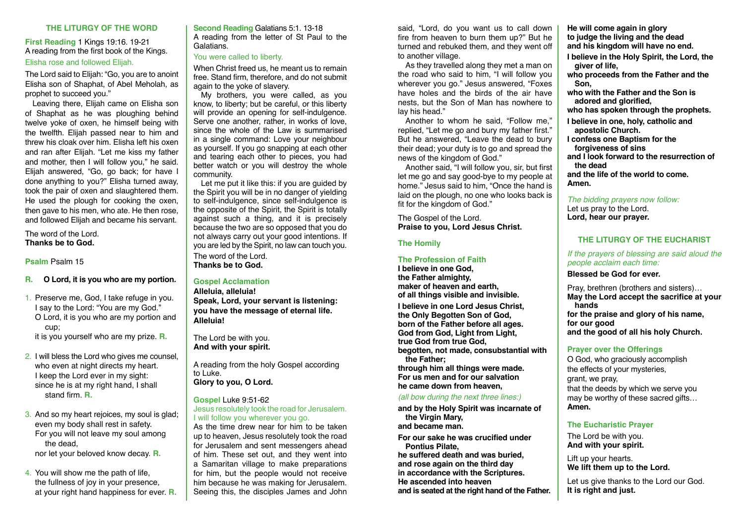## THE LITURGY OF THE WORD

**First Reading** 1 Kings 19:16. 19-21
A reading from the first book of the Kings.

*Elisha rose and followed Elijah.*

The Lord said to Elijah: "Go, you are to anoint Elisha son of Shaphat, of Abel Meholah, as prophet to succeed you."

Leaving there, Elijah came on Elisha son of Shaphat as he was ploughing behind twelve yoke of oxen, he himself being with the twelfth. Elijah passed near to him and threw his cloak over him. Elisha left his oxen and ran after Elijah. "Let me kiss my father and mother, then I will follow you," he said. Elijah answered, "Go, go back; for have I done anything to you?" Elisha turned away, took the pair of oxen and slaughtered them. He used the plough for cooking the oxen, then gave to his men, who ate. He then rose, and followed Elijah and became his servant.

The word of the Lord.
**Thanks be to God.**

**Psalm** Psalm 15

**R. O Lord, it is you who are my portion.**

1. Preserve me, God, I take refuge in you.
I say to the Lord: "You are my God."
O Lord, it is you who are my portion and cup;
it is you yourself who are my prize. **R.**

2. I will bless the Lord who gives me counsel,
who even at night directs my heart.
I keep the Lord ever in my sight:
since he is at my right hand, I shall stand firm. **R.**

3. And so my heart rejoices, my soul is glad;
even my body shall rest in safety.
For you will not leave my soul among the dead,
nor let your beloved know decay. **R.**

4. You will show me the path of life,
the fullness of joy in your presence,
at your right hand happiness for ever. **R.**

**Second Reading** Galatians 5:1. 13-18
A reading from the letter of St Paul to the Galatians.

*You were called to liberty.*

When Christ freed us, he meant us to remain free. Stand firm, therefore, and do not submit again to the yoke of slavery.

My brothers, you were called, as you know, to liberty; but be careful, or this liberty will provide an opening for self-indulgence. Serve one another, rather, in works of love, since the whole of the Law is summarised in a single command: Love your neighbour as yourself. If you go snapping at each other and tearing each other to pieces, you had better watch or you will destroy the whole community.

Let me put it like this: if you are guided by the Spirit you will be in no danger of yielding to self-indulgence, since self-indulgence is the opposite of the Spirit, the Spirit is totally against such a thing, and it is precisely because the two are so opposed that you do not always carry out your good intentions. If you are led by the Spirit, no law can touch you.

The word of the Lord.
**Thanks be to God.**

**Gospel Acclamation**

**Alleluia, alleluia!**
**Speak, Lord, your servant is listening:**
**you have the message of eternal life.**
**Alleluia!**

The Lord be with you.
**And with your spirit.**

A reading from the holy Gospel according to Luke.
**Glory to you, O Lord.**

**Gospel** Luke 9:51-62

*Jesus resolutely took the road for Jerusalem.*
*I will follow you wherever you go.*

As the time drew near for him to be taken up to heaven, Jesus resolutely took the road for Jerusalem and sent messengers ahead of him. These set out, and they went into a Samaritan village to make preparations for him, but the people would not receive him because he was making for Jerusalem. Seeing this, the disciples James and John said, "Lord, do you want us to call down fire from heaven to burn them up?" But he turned and rebuked them, and they went off to another village.

As they travelled along they met a man on the road who said to him, "I will follow you wherever you go." Jesus answered, "Foxes have holes and the birds of the air have nests, but the Son of Man has nowhere to lay his head."

Another to whom he said, "Follow me," replied, "Let me go and bury my father first." But he answered, "Leave the dead to bury their dead; your duty is to go and spread the news of the kingdom of God."

Another said, "I will follow you, sir, but first let me go and say good-bye to my people at home." Jesus said to him, "Once the hand is laid on the plough, no one who looks back is fit for the kingdom of God."

The Gospel of the Lord.
**Praise to you, Lord Jesus Christ.**

**The Homily**

**The Profession of Faith**

**I believe in one God,**
**the Father almighty,**
**maker of heaven and earth,**
**of all things visible and invisible.**

**I believe in one Lord Jesus Christ,**
**the Only Begotten Son of God,**
**born of the Father before all ages.**
**God from God, Light from Light,**
**true God from true God,**
**begotten, not made, consubstantial with the Father;**
**through him all things were made.**
**For us men and for our salvation**
**he came down from heaven,**

*(all bow during the next three lines:)*

**and by the Holy Spirit was incarnate of the Virgin Mary,**
**and became man.**

**For our sake he was crucified under Pontius Pilate,**
**he suffered death and was buried,**
**and rose again on the third day**
**in accordance with the Scriptures.**
**He ascended into heaven**
**and is seated at the right hand of the Father.**
**He will come again in glory**
**to judge the living and the dead**
**and his kingdom will have no end.**

**I believe in the Holy Spirit, the Lord, the giver of life,**
**who proceeds from the Father and the Son,**
**who with the Father and the Son is adored and glorified,**
**who has spoken through the prophets.**

**I believe in one, holy, catholic and apostolic Church.**
**I confess one Baptism for the forgiveness of sins**
**and I look forward to the resurrection of the dead**
**and the life of the world to come.**
**Amen.**

*The bidding prayers now follow:*
Let us pray to the Lord.
**Lord, hear our prayer.**

## THE LITURGY OF THE EUCHARIST

*If the prayers of blessing are said aloud the people acclaim each time:*

**Blessed be God for ever.**

Pray, brethren (brothers and sisters)…
**May the Lord accept the sacrifice at your hands**
**for the praise and glory of his name,**
**for our good**
**and the good of all his holy Church.**

**Prayer over the Offerings**

O God, who graciously accomplish
the effects of your mysteries,
grant, we pray,
that the deeds by which we serve you
may be worthy of these sacred gifts…
**Amen.**

**The Eucharistic Prayer**

The Lord be with you.
**And with your spirit.**

Lift up your hearts.
**We lift them up to the Lord.**

Let us give thanks to the Lord our God.
**It is right and just.**